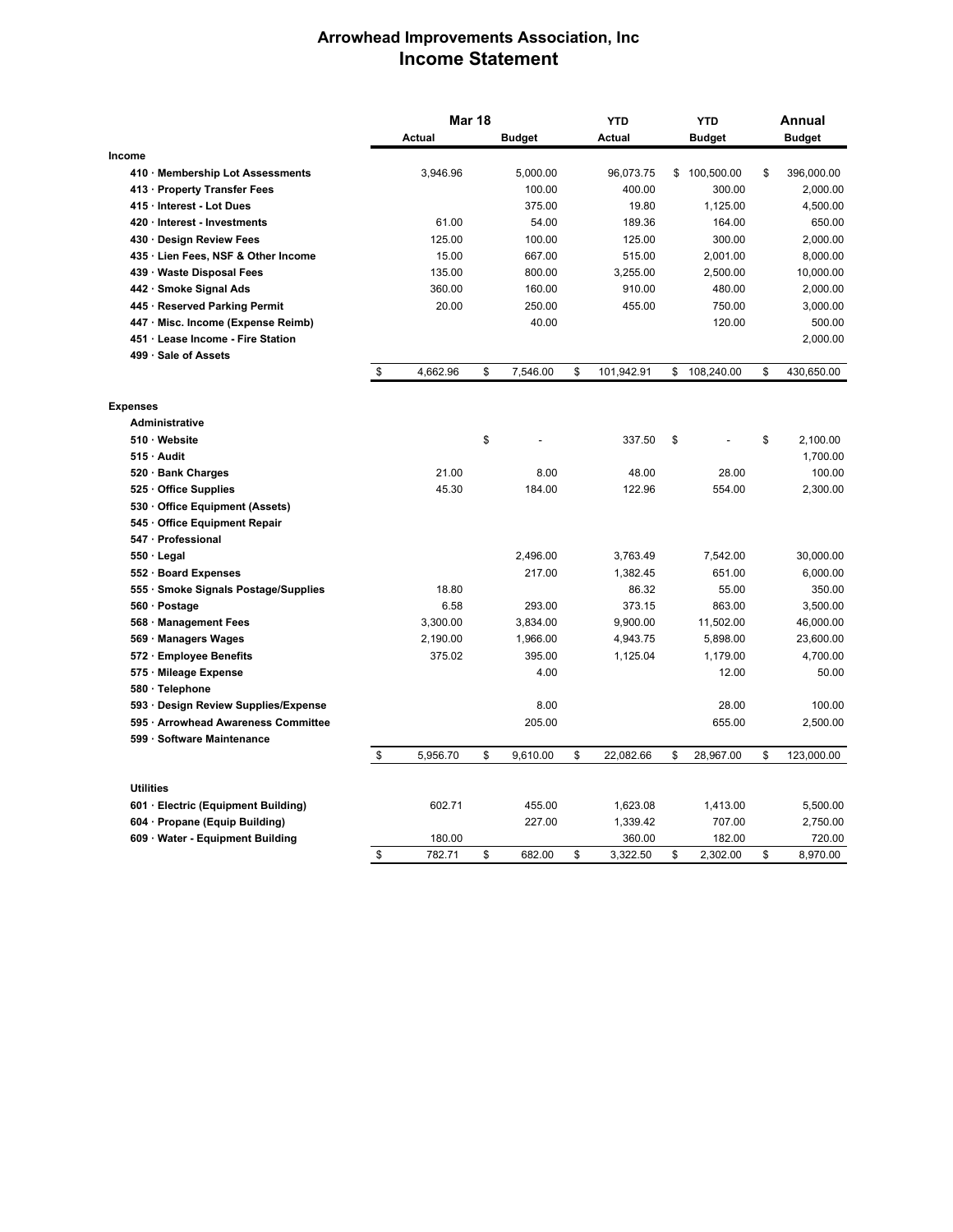# Arrowhead Improvements Association, Inc
## Income Statement

| | Mar 18 Actual | Mar 18 Budget | YTD Actual | YTD Budget | Annual Budget |
|---|---|---|---|---|---|
| **Income** | | | | | |
| 410 · Membership Lot Assessments | 3,946.96 | 5,000.00 | 96,073.75 | $ 100,500.00 | $ 396,000.00 |
| 413 · Property Transfer Fees | | 100.00 | 400.00 | 300.00 | 2,000.00 |
| 415 · Interest - Lot Dues | | 375.00 | 19.80 | 1,125.00 | 4,500.00 |
| 420 · Interest - Investments | 61.00 | 54.00 | 189.36 | 164.00 | 650.00 |
| 430 · Design Review Fees | 125.00 | 100.00 | 125.00 | 300.00 | 2,000.00 |
| 435 · Lien Fees, NSF & Other Income | 15.00 | 667.00 | 515.00 | 2,001.00 | 8,000.00 |
| 439 · Waste Disposal Fees | 135.00 | 800.00 | 3,255.00 | 2,500.00 | 10,000.00 |
| 442 · Smoke Signal Ads | 360.00 | 160.00 | 910.00 | 480.00 | 2,000.00 |
| 445 · Reserved Parking Permit | 20.00 | 250.00 | 455.00 | 750.00 | 3,000.00 |
| 447 · Misc. Income (Expense Reimb) | | 40.00 | | 120.00 | 500.00 |
| 451 · Lease Income - Fire Station | | | | | 2,000.00 |
| 499 · Sale of Assets | | | | | |
| | $ 4,662.96 | $ 7,546.00 | $ 101,942.91 | $ 108,240.00 | $ 430,650.00 |
| **Expenses** | | | | | |
| **Administrative** | | | | | |
| 510 · Website | | $ - | 337.50 | $ - | $ 2,100.00 |
| 515 · Audit | | | | | 1,700.00 |
| 520 · Bank Charges | 21.00 | 8.00 | 48.00 | 28.00 | 100.00 |
| 525 · Office Supplies | 45.30 | 184.00 | 122.96 | 554.00 | 2,300.00 |
| 530 · Office Equipment (Assets) | | | | | |
| 545 · Office Equipment Repair | | | | | |
| 547 · Professional | | | | | |
| 550 · Legal | | 2,496.00 | 3,763.49 | 7,542.00 | 30,000.00 |
| 552 · Board Expenses | | 217.00 | 1,382.45 | 651.00 | 6,000.00 |
| 555 · Smoke Signals Postage/Supplies | 18.80 | | 86.32 | 55.00 | 350.00 |
| 560 · Postage | 6.58 | 293.00 | 373.15 | 863.00 | 3,500.00 |
| 568 · Management Fees | 3,300.00 | 3,834.00 | 9,900.00 | 11,502.00 | 46,000.00 |
| 569 · Managers Wages | 2,190.00 | 1,966.00 | 4,943.75 | 5,898.00 | 23,600.00 |
| 572 · Employee Benefits | 375.02 | 395.00 | 1,125.04 | 1,179.00 | 4,700.00 |
| 575 · Mileage Expense | | 4.00 | | 12.00 | 50.00 |
| 580 · Telephone | | | | | |
| 593 · Design Review Supplies/Expense | | 8.00 | | 28.00 | 100.00 |
| 595 · Arrowhead Awareness Committee | | 205.00 | | 655.00 | 2,500.00 |
| 599 · Software Maintenance | | | | | |
| | $ 5,956.70 | $ 9,610.00 | $ 22,082.66 | $ 28,967.00 | $ 123,000.00 |
| **Utilities** | | | | | |
| 601 · Electric (Equipment Building) | 602.71 | 455.00 | 1,623.08 | 1,413.00 | 5,500.00 |
| 604 · Propane (Equip Building) | | 227.00 | 1,339.42 | 707.00 | 2,750.00 |
| 609 · Water - Equipment Building | 180.00 | | 360.00 | 182.00 | 720.00 |
| | $ 782.71 | $ 682.00 | $ 3,322.50 | $ 2,302.00 | $ 8,970.00 |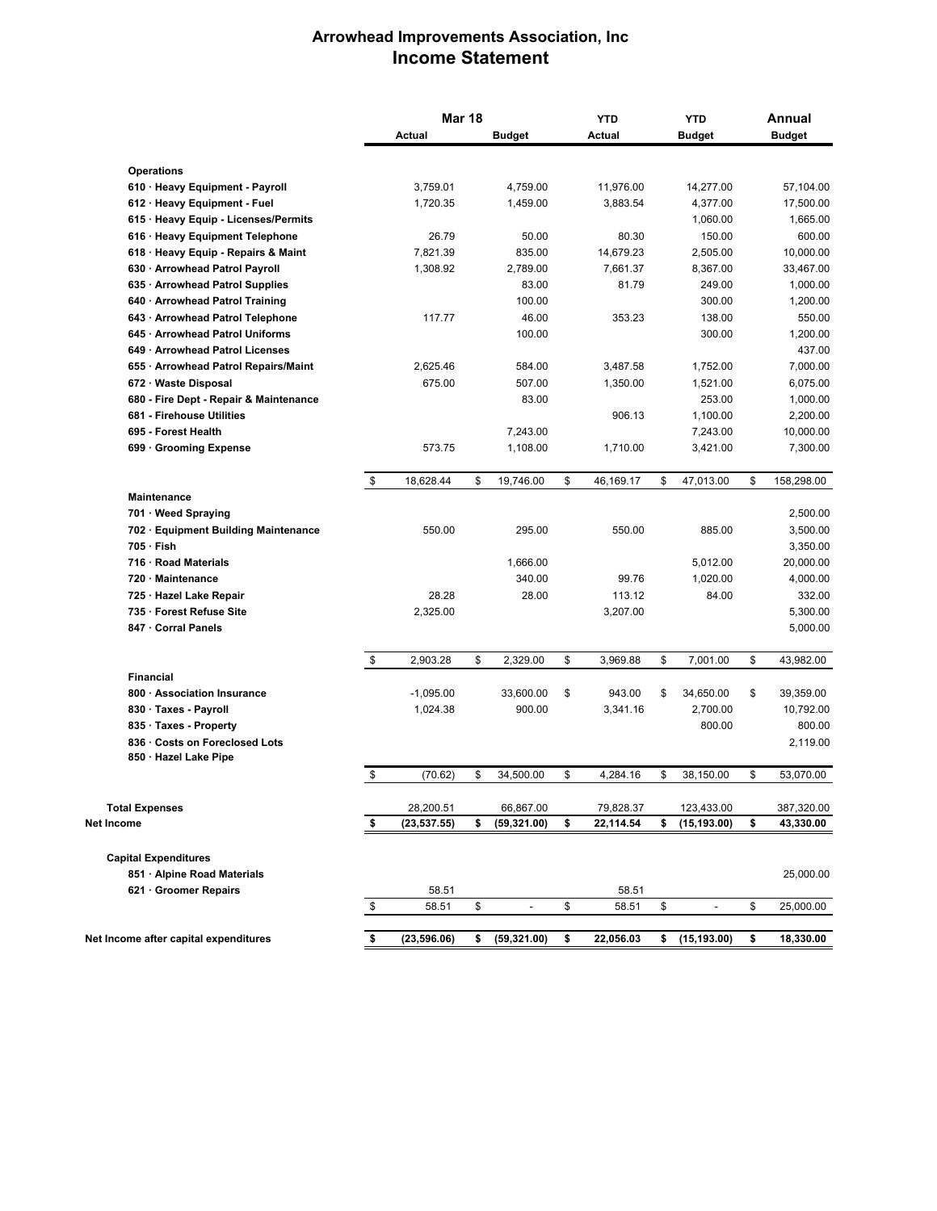# Arrowhead Improvements Association, Inc
## Income Statement

| | Mar 18 Actual | Mar 18 Budget | YTD Actual | YTD Budget | Annual Budget |
|---|---|---|---|---|---|
| **Operations** | | | | | |
| 610 · Heavy Equipment - Payroll | 3,759.01 | 4,759.00 | 11,976.00 | 14,277.00 | 57,104.00 |
| 612 · Heavy Equipment - Fuel | 1,720.35 | 1,459.00 | 3,883.54 | 4,377.00 | 17,500.00 |
| 615 · Heavy Equip - Licenses/Permits | | | | 1,060.00 | 1,665.00 |
| 616 · Heavy Equipment Telephone | 26.79 | 50.00 | 80.30 | 150.00 | 600.00 |
| 618 · Heavy Equip - Repairs & Maint | 7,821.39 | 835.00 | 14,679.23 | 2,505.00 | 10,000.00 |
| 630 · Arrowhead Patrol Payroll | 1,308.92 | 2,789.00 | 7,661.37 | 8,367.00 | 33,467.00 |
| 635 · Arrowhead Patrol Supplies | | 83.00 | 81.79 | 249.00 | 1,000.00 |
| 640 · Arrowhead Patrol Training | | 100.00 | | 300.00 | 1,200.00 |
| 643 · Arrowhead Patrol Telephone | 117.77 | 46.00 | 353.23 | 138.00 | 550.00 |
| 645 · Arrowhead Patrol Uniforms | | 100.00 | | 300.00 | 1,200.00 |
| 649 · Arrowhead Patrol Licenses | | | | | 437.00 |
| 655 · Arrowhead Patrol Repairs/Maint | 2,625.46 | 584.00 | 3,487.58 | 1,752.00 | 7,000.00 |
| 672 · Waste Disposal | 675.00 | 507.00 | 1,350.00 | 1,521.00 | 6,075.00 |
| 680 - Fire Dept - Repair & Maintenance | | 83.00 | | 253.00 | 1,000.00 |
| 681 - Firehouse Utilities | | | 906.13 | 1,100.00 | 2,200.00 |
| 695 - Forest Health | | 7,243.00 | | 7,243.00 | 10,000.00 |
| 699 · Grooming Expense | 573.75 | 1,108.00 | 1,710.00 | 3,421.00 | 7,300.00 |
| | $ 18,628.44 | $ 19,746.00 | $ 46,169.17 | $ 47,013.00 | $ 158,298.00 |
| **Maintenance** | | | | | |
| 701 · Weed Spraying | | | | | 2,500.00 |
| 702 · Equipment Building Maintenance | 550.00 | 295.00 | 550.00 | 885.00 | 3,500.00 |
| 705 · Fish | | | | | 3,350.00 |
| 716 · Road Materials | | 1,666.00 | | 5,012.00 | 20,000.00 |
| 720 · Maintenance | | 340.00 | 99.76 | 1,020.00 | 4,000.00 |
| 725 · Hazel Lake Repair | 28.28 | 28.00 | 113.12 | 84.00 | 332.00 |
| 735 · Forest Refuse Site | 2,325.00 | | 3,207.00 | | 5,300.00 |
| 847 · Corral Panels | | | | | 5,000.00 |
| | $ 2,903.28 | $ 2,329.00 | $ 3,969.88 | $ 7,001.00 | $ 43,982.00 |
| **Financial** | | | | | |
| 800 · Association Insurance | -1,095.00 | 33,600.00 | $ 943.00 | $ 34,650.00 | $ 39,359.00 |
| 830 · Taxes - Payroll | 1,024.38 | 900.00 | 3,341.16 | 2,700.00 | 10,792.00 |
| 835 · Taxes - Property | | | | 800.00 | 800.00 |
| 836 · Costs on Foreclosed Lots | | | | | 2,119.00 |
| 850 · Hazel Lake Pipe | | | | | |
| | $ (70.62) | $ 34,500.00 | $ 4,284.16 | $ 38,150.00 | $ 53,070.00 |
| **Total Expenses** | 28,200.51 | 66,867.00 | 79,828.37 | 123,433.00 | 387,320.00 |
| **Net Income** | **$ (23,537.55)** | **$ (59,321.00)** | **$ 22,114.54** | **$ (15,193.00)** | **$ 43,330.00** |
| **Capital Expenditures** | | | | | |
| 851 · Alpine Road Materials | | | | | 25,000.00 |
| 621 · Groomer Repairs | 58.51 | | 58.51 | | |
| | $ 58.51 | $ - | $ 58.51 | $ - | $ 25,000.00 |
| **Net Income after capital expenditures** | **$ (23,596.06)** | **$ (59,321.00)** | **$ 22,056.03** | **$ (15,193.00)** | **$ 18,330.00** |